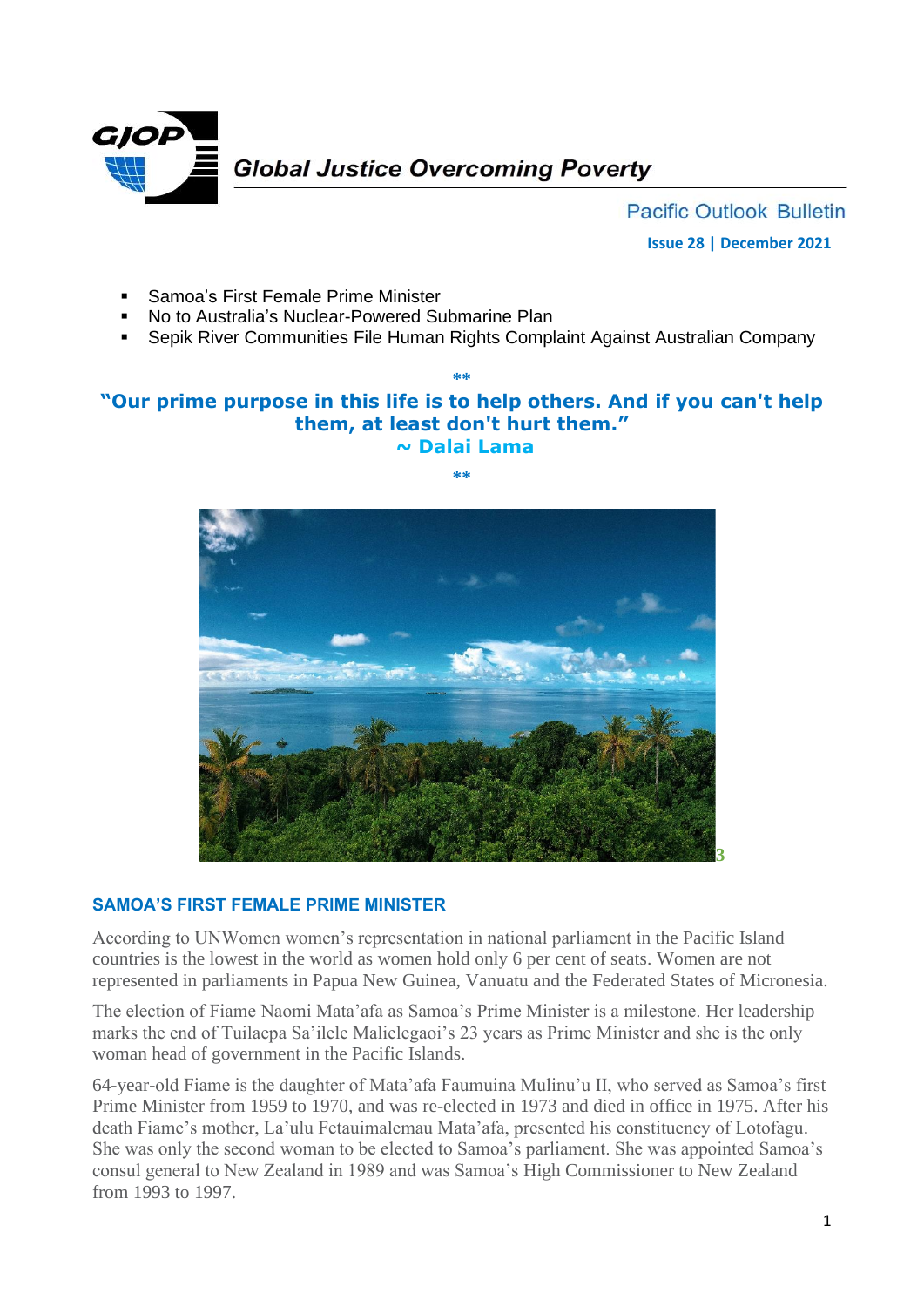GJOP

Global Justice Overcoming Poverty

Pacific Outlook Bulletin

**Issue 28 | December 2021**

- Samoa's First Female Prime Minister
- No to Australia's Nuclear-Powered Submarine Plan
- Sepik River Communities File Human Rights Complaint Against Australian Company

**

**"Our prime purpose in this life is to help others. And if you can't help them, at least don't hurt them."**
**~ Dalai Lama**

**

3

## SAMOA'S FIRST FEMALE PRIME MINISTER

According to UNWomen women's representation in national parliament in the Pacific Island countries is the lowest in the world as women hold only 6 per cent of seats. Women are not represented in parliaments in Papua New Guinea, Vanuatu and the Federated States of Micronesia.

The election of Fiame Naomi Mata'afa as Samoa's Prime Minister is a milestone. Her leadership marks the end of Tuilaepa Sa'ilele Malielegaoi's 23 years as Prime Minister and she is the only woman head of government in the Pacific Islands.

64-year-old Fiame is the daughter of Mata'afa Faumuina Mulinu'u II, who served as Samoa's first Prime Minister from 1959 to 1970, and was re-elected in 1973 and died in office in 1975. After his death Fiame's mother, La'ulu Fetauimalemau Mata'afa, presented his constituency of Lotofagu. She was only the second woman to be elected to Samoa's parliament. She was appointed Samoa's consul general to New Zealand in 1989 and was Samoa's High Commissioner to New Zealand from 1993 to 1997.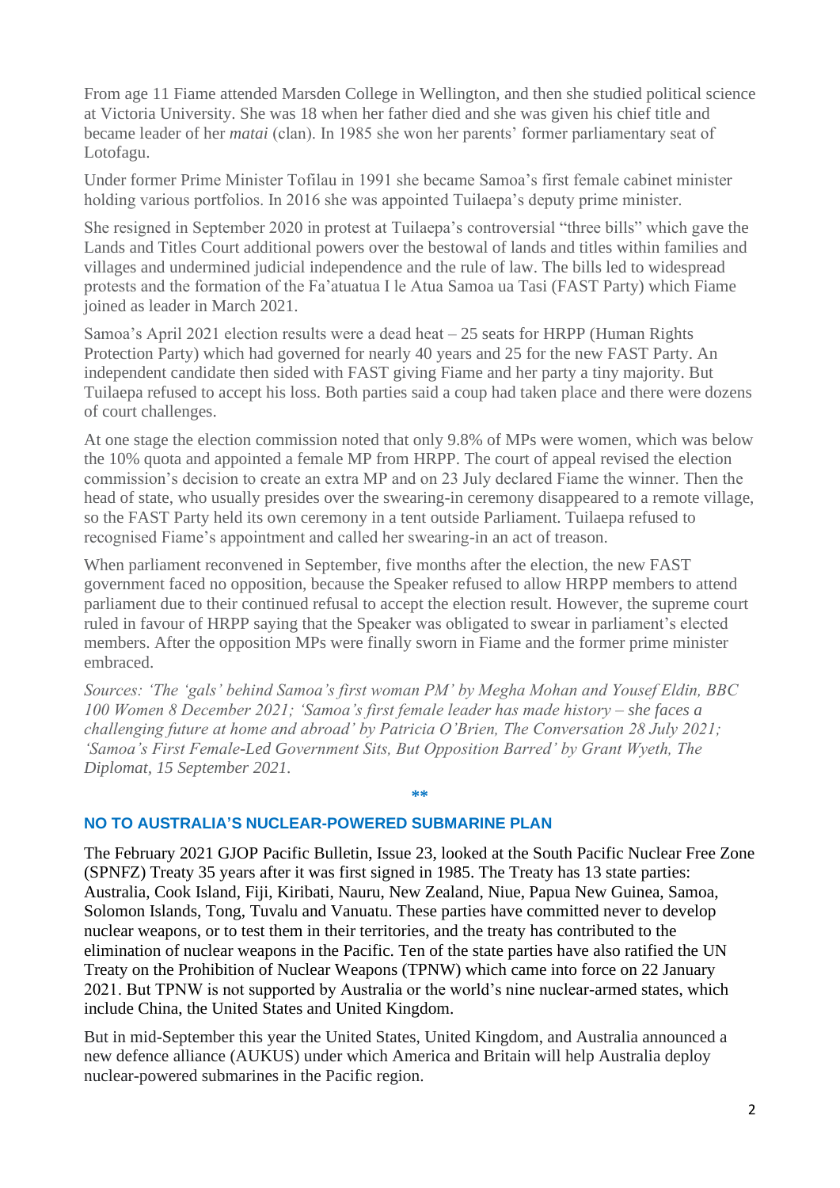From age 11 Fiame attended Marsden College in Wellington, and then she studied political science at Victoria University. She was 18 when her father died and she was given his chief title and became leader of her *matai* (clan). In 1985 she won her parents' former parliamentary seat of Lotofagu.

Under former Prime Minister Tofilau in 1991 she became Samoa's first female cabinet minister holding various portfolios. In 2016 she was appointed Tuilaepa's deputy prime minister.

She resigned in September 2020 in protest at Tuilaepa's controversial "three bills" which gave the Lands and Titles Court additional powers over the bestowal of lands and titles within families and villages and undermined judicial independence and the rule of law. The bills led to widespread protests and the formation of the Fa'atuatua I le Atua Samoa ua Tasi (FAST Party) which Fiame joined as leader in March 2021.

Samoa's April 2021 election results were a dead heat – 25 seats for HRPP (Human Rights Protection Party) which had governed for nearly 40 years and 25 for the new FAST Party. An independent candidate then sided with FAST giving Fiame and her party a tiny majority. But Tuilaepa refused to accept his loss. Both parties said a coup had taken place and there were dozens of court challenges.

At one stage the election commission noted that only 9.8% of MPs were women, which was below the 10% quota and appointed a female MP from HRPP. The court of appeal revised the election commission's decision to create an extra MP and on 23 July declared Fiame the winner. Then the head of state, who usually presides over the swearing-in ceremony disappeared to a remote village, so the FAST Party held its own ceremony in a tent outside Parliament. Tuilaepa refused to recognised Fiame's appointment and called her swearing-in an act of treason.

When parliament reconvened in September, five months after the election, the new FAST government faced no opposition, because the Speaker refused to allow HRPP members to attend parliament due to their continued refusal to accept the election result. However, the supreme court ruled in favour of HRPP saying that the Speaker was obligated to swear in parliament's elected members. After the opposition MPs were finally sworn in Fiame and the former prime minister embraced.

*Sources: 'The 'gals' behind Samoa's first woman PM' by Megha Mohan and Yousef Eldin, BBC 100 Women 8 December 2021; 'Samoa's first female leader has made history – she faces a challenging future at home and abroad' by Patricia O'Brien, The Conversation 28 July 2021; 'Samoa's First Female-Led Government Sits, But Opposition Barred' by Grant Wyeth, The Diplomat, 15 September 2021.*

**

## NO TO AUSTRALIA'S NUCLEAR-POWERED SUBMARINE PLAN

The February 2021 GJOP Pacific Bulletin, Issue 23, looked at the South Pacific Nuclear Free Zone (SPNFZ) Treaty 35 years after it was first signed in 1985. The Treaty has 13 state parties: Australia, Cook Island, Fiji, Kiribati, Nauru, New Zealand, Niue, Papua New Guinea, Samoa, Solomon Islands, Tong, Tuvalu and Vanuatu. These parties have committed never to develop nuclear weapons, or to test them in their territories, and the treaty has contributed to the elimination of nuclear weapons in the Pacific. Ten of the state parties have also ratified the UN Treaty on the Prohibition of Nuclear Weapons (TPNW) which came into force on 22 January 2021. But TPNW is not supported by Australia or the world's nine nuclear-armed states, which include China, the United States and United Kingdom.

But in mid-September this year the United States, United Kingdom, and Australia announced a new defence alliance (AUKUS) under which America and Britain will help Australia deploy nuclear-powered submarines in the Pacific region.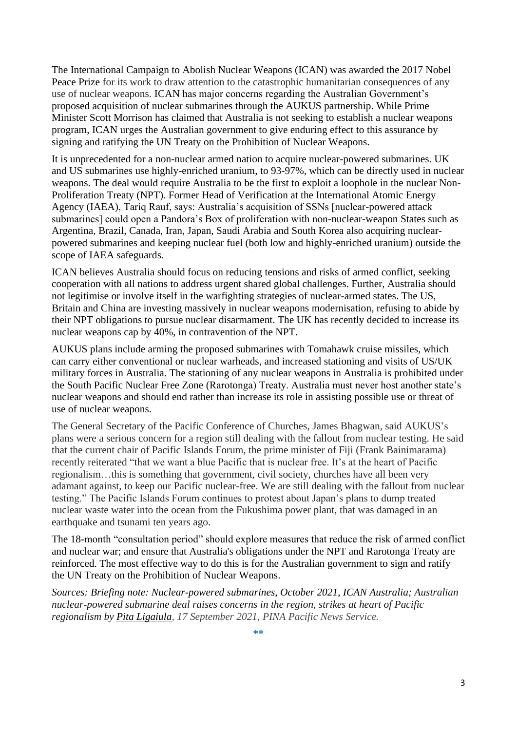The International Campaign to Abolish Nuclear Weapons (ICAN) was awarded the 2017 Nobel Peace Prize for its work to draw attention to the catastrophic humanitarian consequences of any use of nuclear weapons. ICAN has major concerns regarding the Australian Government's proposed acquisition of nuclear submarines through the AUKUS partnership. While Prime Minister Scott Morrison has claimed that Australia is not seeking to establish a nuclear weapons program, ICAN urges the Australian government to give enduring effect to this assurance by signing and ratifying the UN Treaty on the Prohibition of Nuclear Weapons.

It is unprecedented for a non-nuclear armed nation to acquire nuclear-powered submarines. UK and US submarines use highly-enriched uranium, to 93-97%, which can be directly used in nuclear weapons. The deal would require Australia to be the first to exploit a loophole in the nuclear Non-Proliferation Treaty (NPT). Former Head of Verification at the International Atomic Energy Agency (IAEA), Tariq Rauf, says: Australia's acquisition of SSNs [nuclear-powered attack submarines] could open a Pandora's Box of proliferation with non-nuclear-weapon States such as Argentina, Brazil, Canada, Iran, Japan, Saudi Arabia and South Korea also acquiring nuclear-powered submarines and keeping nuclear fuel (both low and highly-enriched uranium) outside the scope of IAEA safeguards.

ICAN believes Australia should focus on reducing tensions and risks of armed conflict, seeking cooperation with all nations to address urgent shared global challenges. Further, Australia should not legitimise or involve itself in the warfighting strategies of nuclear-armed states. The US, Britain and China are investing massively in nuclear weapons modernisation, refusing to abide by their NPT obligations to pursue nuclear disarmament. The UK has recently decided to increase its nuclear weapons cap by 40%, in contravention of the NPT.

AUKUS plans include arming the proposed submarines with Tomahawk cruise missiles, which can carry either conventional or nuclear warheads, and increased stationing and visits of US/UK military forces in Australia. The stationing of any nuclear weapons in Australia is prohibited under the South Pacific Nuclear Free Zone (Rarotonga) Treaty. Australia must never host another state's nuclear weapons and should end rather than increase its role in assisting possible use or threat of use of nuclear weapons.

The General Secretary of the Pacific Conference of Churches, James Bhagwan, said AUKUS's plans were a serious concern for a region still dealing with the fallout from nuclear testing. He said that the current chair of Pacific Islands Forum, the prime minister of Fiji (Frank Bainimarama) recently reiterated "that we want a blue Pacific that is nuclear free. It's at the heart of Pacific regionalism…this is something that government, civil society, churches have all been very adamant against, to keep our Pacific nuclear-free. We are still dealing with the fallout from nuclear testing." The Pacific Islands Forum continues to protest about Japan's plans to dump treated nuclear waste water into the ocean from the Fukushima power plant, that was damaged in an earthquake and tsunami ten years ago.

The 18-month "consultation period" should explore measures that reduce the risk of armed conflict and nuclear war; and ensure that Australia's obligations under the NPT and Rarotonga Treaty are reinforced. The most effective way to do this is for the Australian government to sign and ratify the UN Treaty on the Prohibition of Nuclear Weapons.

*Sources: Briefing note: Nuclear-powered submarines, October 2021, ICAN Australia; Australian nuclear-powered submarine deal raises concerns in the region, strikes at heart of Pacific regionalism by Pita Ligaiula, 17 September 2021, PINA Pacific News Service.*

**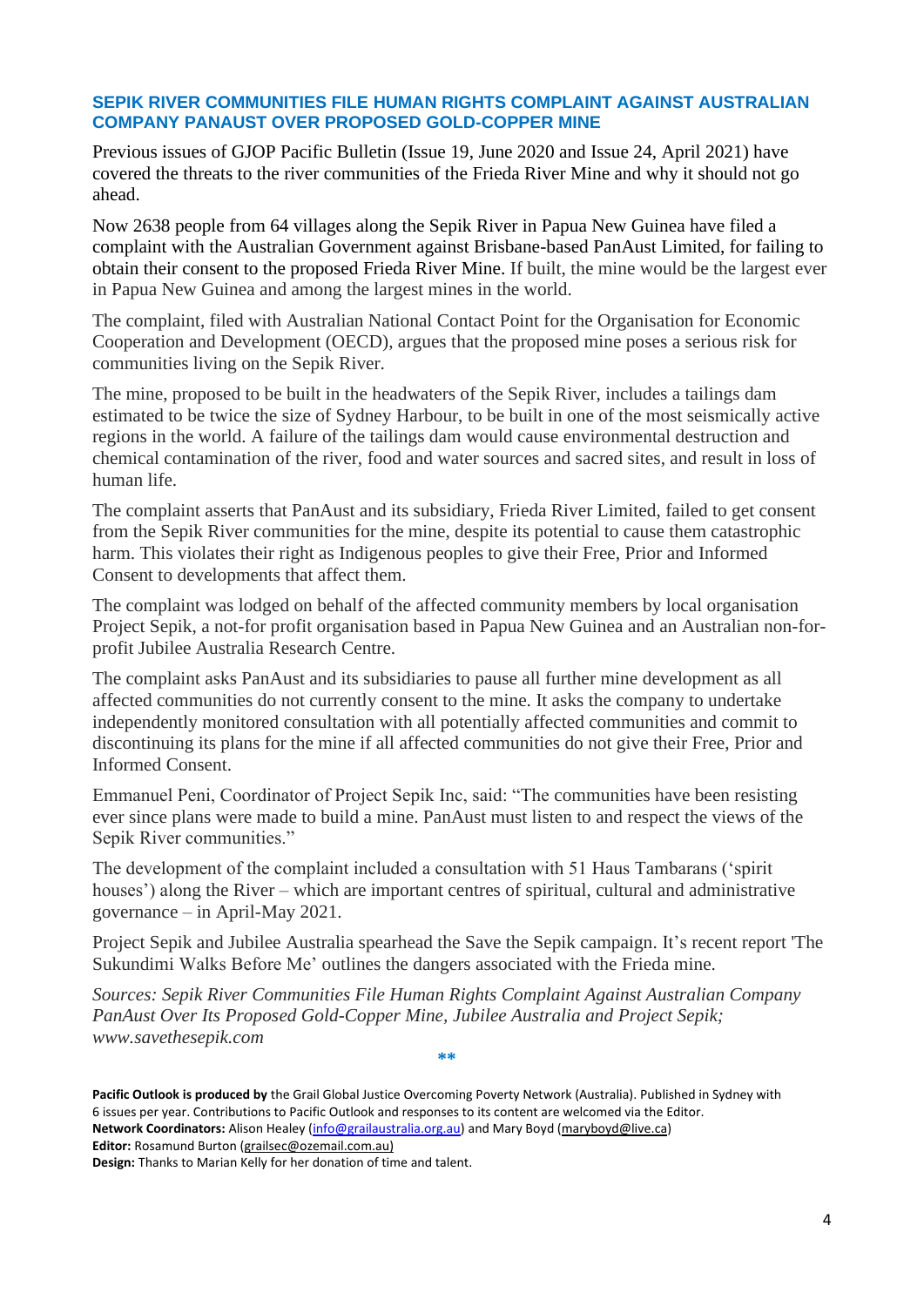## SEPIK RIVER COMMUNITIES FILE HUMAN RIGHTS COMPLAINT AGAINST AUSTRALIAN COMPANY PANAUST OVER PROPOSED GOLD-COPPER MINE

Previous issues of GJOP Pacific Bulletin (Issue 19, June 2020 and Issue 24, April 2021) have covered the threats to the river communities of the Frieda River Mine and why it should not go ahead.

Now 2638 people from 64 villages along the Sepik River in Papua New Guinea have filed a complaint with the Australian Government against Brisbane-based PanAust Limited, for failing to obtain their consent to the proposed Frieda River Mine. If built, the mine would be the largest ever in Papua New Guinea and among the largest mines in the world.

The complaint, filed with Australian National Contact Point for the Organisation for Economic Cooperation and Development (OECD), argues that the proposed mine poses a serious risk for communities living on the Sepik River.

The mine, proposed to be built in the headwaters of the Sepik River, includes a tailings dam estimated to be twice the size of Sydney Harbour, to be built in one of the most seismically active regions in the world. A failure of the tailings dam would cause environmental destruction and chemical contamination of the river, food and water sources and sacred sites, and result in loss of human life.

The complaint asserts that PanAust and its subsidiary, Frieda River Limited, failed to get consent from the Sepik River communities for the mine, despite its potential to cause them catastrophic harm. This violates their right as Indigenous peoples to give their Free, Prior and Informed Consent to developments that affect them.

The complaint was lodged on behalf of the affected community members by local organisation Project Sepik, a not-for profit organisation based in Papua New Guinea and an Australian non-for-profit Jubilee Australia Research Centre.

The complaint asks PanAust and its subsidiaries to pause all further mine development as all affected communities do not currently consent to the mine. It asks the company to undertake independently monitored consultation with all potentially affected communities and commit to discontinuing its plans for the mine if all affected communities do not give their Free, Prior and Informed Consent.

Emmanuel Peni, Coordinator of Project Sepik Inc, said: "The communities have been resisting ever since plans were made to build a mine. PanAust must listen to and respect the views of the Sepik River communities."

The development of the complaint included a consultation with 51 Haus Tambarans ('spirit houses') along the River – which are important centres of spiritual, cultural and administrative governance – in April-May 2021.

Project Sepik and Jubilee Australia spearhead the Save the Sepik campaign. It's recent report 'The Sukundimi Walks Before Me' outlines the dangers associated with the Frieda mine.

*Sources: Sepik River Communities File Human Rights Complaint Against Australian Company PanAust Over Its Proposed Gold-Copper Mine, Jubilee Australia and Project Sepik; www.savethesepik.com*

**

**Pacific Outlook is produced by** the Grail Global Justice Overcoming Poverty Network (Australia). Published in Sydney with 6 issues per year. Contributions to Pacific Outlook and responses to its content are welcomed via the Editor.
**Network Coordinators:** Alison Healey (info@grailaustralia.org.au) and Mary Boyd (maryboyd@live.ca)
**Editor:** Rosamund Burton (grailsec@ozemail.com.au)
**Design:** Thanks to Marian Kelly for her donation of time and talent.